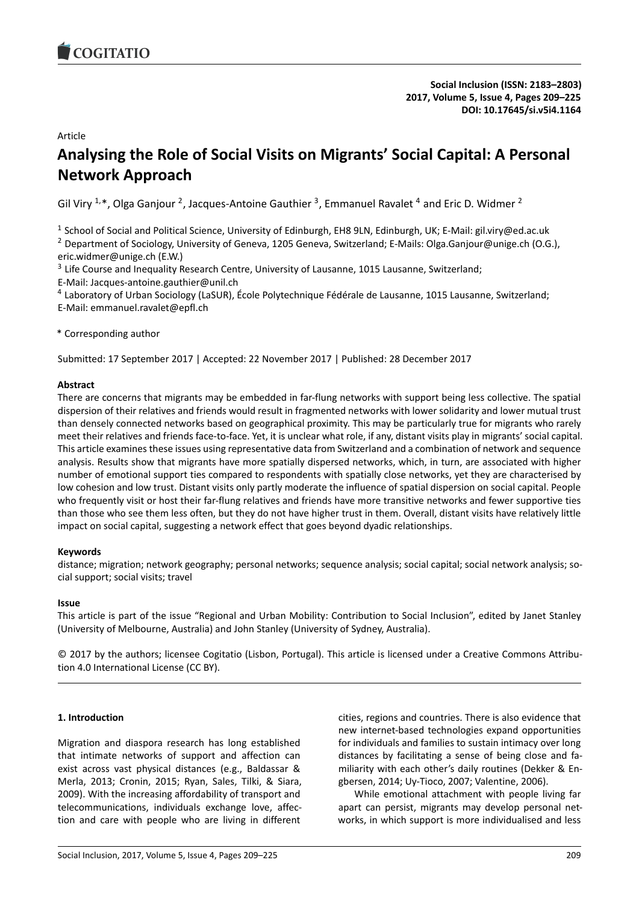Article

# Analysing the Role of Social Visits on Migrants' Social Capital: A Personal Network Approach

Gil Viry [1,*], Olga Ganjour [2], Jacques-Antoine Gauthier [3], Emmanuel Ravalet [4] and Eric D. Widmer [2]

[1] School of Social and Political Science, University of Edinburgh, EH8 9LN, Edinburgh, UK; E-Mail: gil.viry@ed.ac.uk

[2] Department of Sociology, University of Geneva, 1205 Geneva, Switzerland; E-Mails: Olga.Ganjour@unige.ch (O.G.), eric.widmer@unige.ch (E.W.)

[3] Life Course and Inequality Research Centre, University of Lausanne, 1015 Lausanne, Switzerland; E-Mail: Jacques-antoine.gauthier@unil.ch

[4] Laboratory of Urban Sociology (LaSUR), École Polytechnique Fédérale de Lausanne, 1015 Lausanne, Switzerland; E-Mail: emmanuel.ravalet@epfl.ch

\* Corresponding author

Submitted: 17 September 2017 | Accepted: 22 November 2017 | Published: 28 December 2017

**Abstract**

There are concerns that migrants may be embedded in far-flung networks with support being less collective. The spatial dispersion of their relatives and friends would result in fragmented networks with lower solidarity and lower mutual trust than densely connected networks based on geographical proximity. This may be particularly true for migrants who rarely meet their relatives and friends face-to-face. Yet, it is unclear what role, if any, distant visits play in migrants' social capital. This article examines these issues using representative data from Switzerland and a combination of network and sequence analysis. Results show that migrants have more spatially dispersed networks, which, in turn, are associated with higher number of emotional support ties compared to respondents with spatially close networks, yet they are characterised by low cohesion and low trust. Distant visits only partly moderate the influence of spatial dispersion on social capital. People who frequently visit or host their far-flung relatives and friends have more transitive networks and fewer supportive ties than those who see them less often, but they do not have higher trust in them. Overall, distant visits have relatively little impact on social capital, suggesting a network effect that goes beyond dyadic relationships.

**Keywords**

distance; migration; network geography; personal networks; sequence analysis; social capital; social network analysis; social support; social visits; travel

**Issue**

This article is part of the issue "Regional and Urban Mobility: Contribution to Social Inclusion", edited by Janet Stanley (University of Melbourne, Australia) and John Stanley (University of Sydney, Australia).

© 2017 by the authors; licensee Cogitatio (Lisbon, Portugal). This article is licensed under a Creative Commons Attribution 4.0 International License (CC BY).

## 1. Introduction

Migration and diaspora research has long established that intimate networks of support and affection can exist across vast physical distances (e.g., Baldassar & Merla, 2013; Cronin, 2015; Ryan, Sales, Tilki, & Siara, 2009). With the increasing affordability of transport and telecommunications, individuals exchange love, affection and care with people who are living in different cities, regions and countries. There is also evidence that new internet-based technologies expand opportunities for individuals and families to sustain intimacy over long distances by facilitating a sense of being close and familiarity with each other's daily routines (Dekker & Engbersen, 2014; Uy-Tioco, 2007; Valentine, 2006).

While emotional attachment with people living far apart can persist, migrants may develop personal networks, in which support is more individualised and less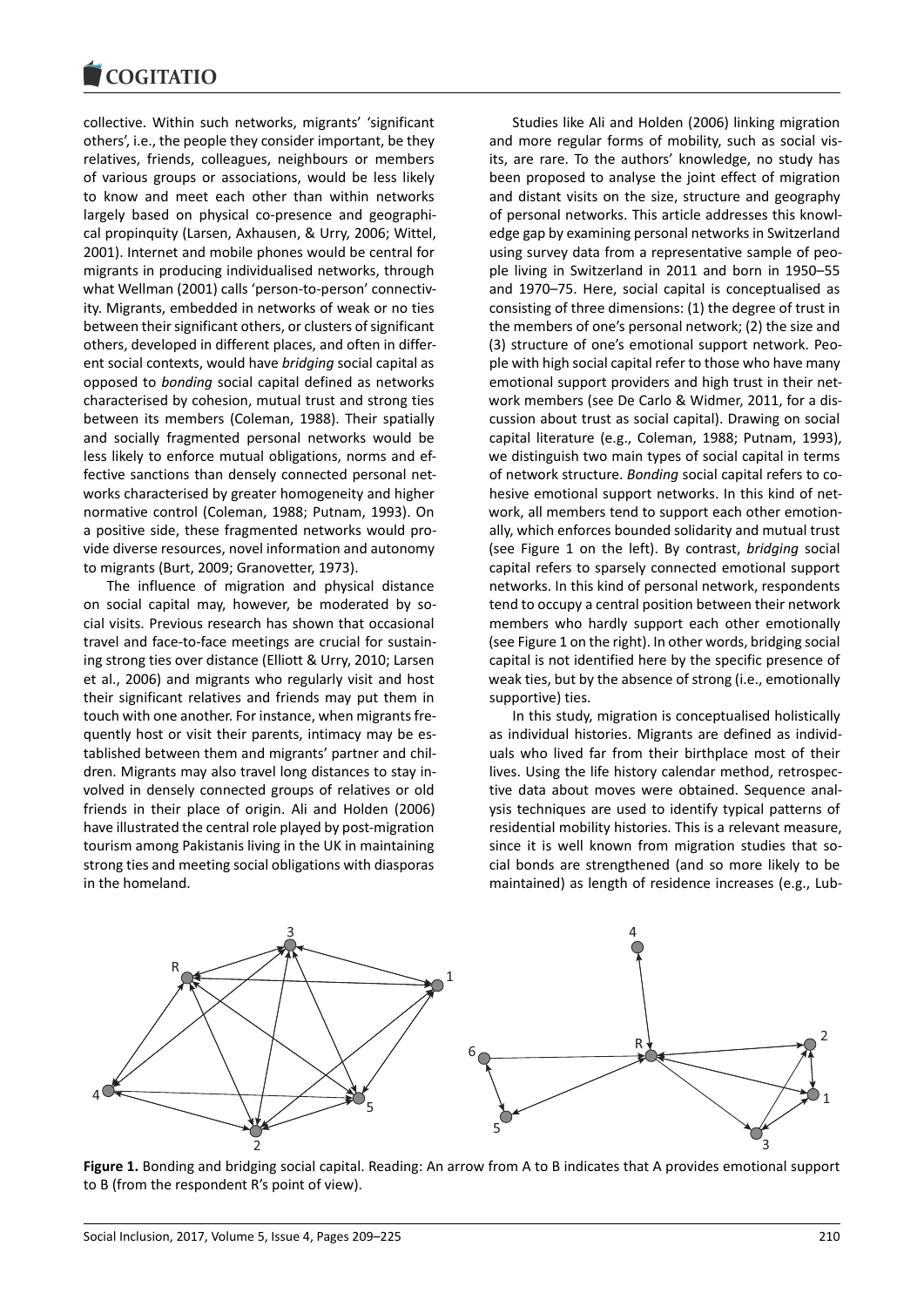collective. Within such networks, migrants' 'significant others', i.e., the people they consider important, be they relatives, friends, colleagues, neighbours or members of various groups or associations, would be less likely to know and meet each other than within networks largely based on physical co-presence and geographical propinquity (Larsen, Axhausen, & Urry, 2006; Wittel, 2001). Internet and mobile phones would be central for migrants in producing individualised networks, through what Wellman (2001) calls 'person-to-person' connectivity. Migrants, embedded in networks of weak or no ties between their significant others, or clusters of significant others, developed in different places, and often in different social contexts, would have *bridging* social capital as opposed to *bonding* social capital defined as networks characterised by cohesion, mutual trust and strong ties between its members (Coleman, 1988). Their spatially and socially fragmented personal networks would be less likely to enforce mutual obligations, norms and effective sanctions than densely connected personal networks characterised by greater homogeneity and higher normative control (Coleman, 1988; Putnam, 1993). On a positive side, these fragmented networks would provide diverse resources, novel information and autonomy to migrants (Burt, 2009; Granovetter, 1973).

The influence of migration and physical distance on social capital may, however, be moderated by social visits. Previous research has shown that occasional travel and face-to-face meetings are crucial for sustaining strong ties over distance (Elliott & Urry, 2010; Larsen et al., 2006) and migrants who regularly visit and host their significant relatives and friends may put them in touch with one another. For instance, when migrants frequently host or visit their parents, intimacy may be established between them and migrants' partner and children. Migrants may also travel long distances to stay involved in densely connected groups of relatives or old friends in their place of origin. Ali and Holden (2006) have illustrated the central role played by post-migration tourism among Pakistanis living in the UK in maintaining strong ties and meeting social obligations with diasporas in the homeland.

Studies like Ali and Holden (2006) linking migration and more regular forms of mobility, such as social visits, are rare. To the authors' knowledge, no study has been proposed to analyse the joint effect of migration and distant visits on the size, structure and geography of personal networks. This article addresses this knowledge gap by examining personal networks in Switzerland using survey data from a representative sample of people living in Switzerland in 2011 and born in 1950–55 and 1970–75. Here, social capital is conceptualised as consisting of three dimensions: (1) the degree of trust in the members of one's personal network; (2) the size and (3) structure of one's emotional support network. People with high social capital refer to those who have many emotional support providers and high trust in their network members (see De Carlo & Widmer, 2011, for a discussion about trust as social capital). Drawing on social capital literature (e.g., Coleman, 1988; Putnam, 1993), we distinguish two main types of social capital in terms of network structure. *Bonding* social capital refers to cohesive emotional support networks. In this kind of network, all members tend to support each other emotionally, which enforces bounded solidarity and mutual trust (see Figure 1 on the left). By contrast, *bridging* social capital refers to sparsely connected emotional support networks. In this kind of personal network, respondents tend to occupy a central position between their network members who hardly support each other emotionally (see Figure 1 on the right). In other words, bridging social capital is not identified here by the specific presence of weak ties, but by the absence of strong (i.e., emotionally supportive) ties.

In this study, migration is conceptualised holistically as individual histories. Migrants are defined as individuals who lived far from their birthplace most of their lives. Using the life history calendar method, retrospective data about moves were obtained. Sequence analysis techniques are used to identify typical patterns of residential mobility histories. This is a relevant measure, since it is well known from migration studies that social bonds are strengthened (and so more likely to be maintained) as length of residence increases (e.g., Lub-

**Figure 1.** Bonding and bridging social capital. Reading: An arrow from A to B indicates that A provides emotional support to B (from the respondent R's point of view).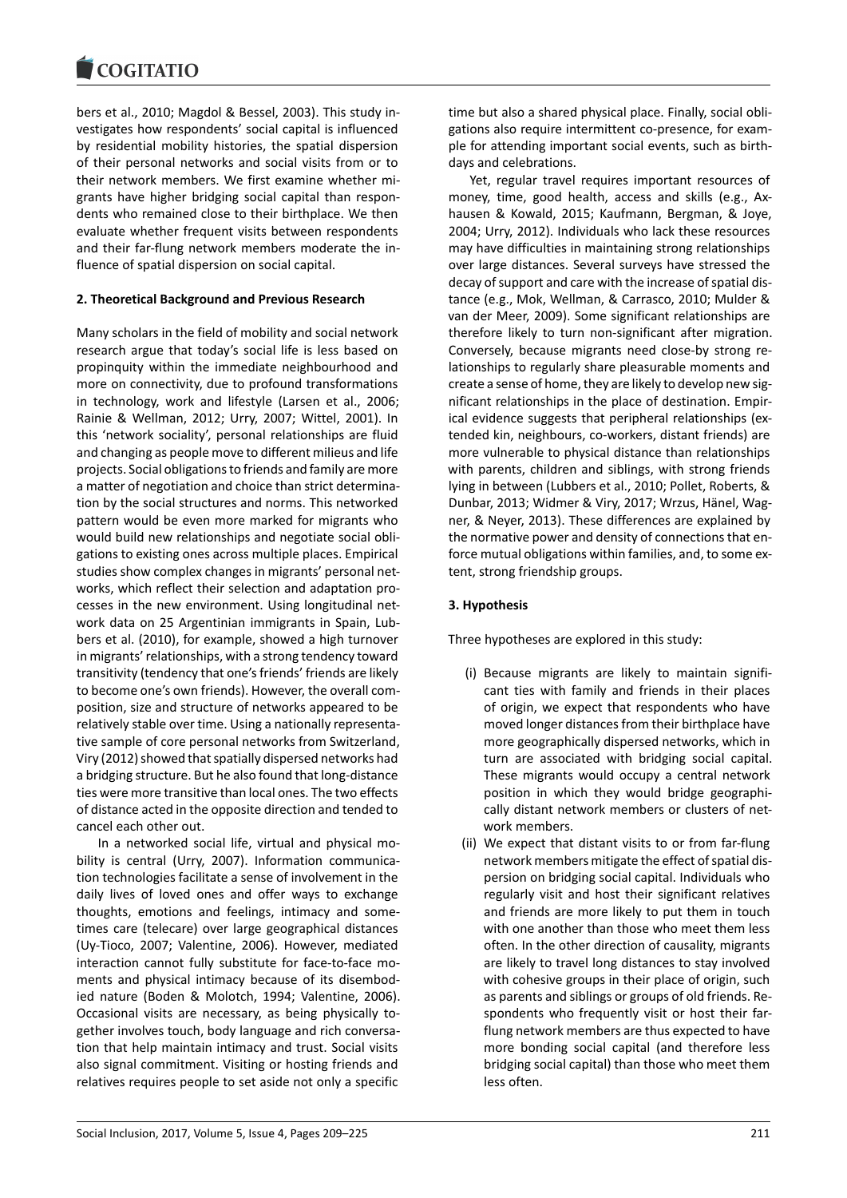bers et al., 2010; Magdol & Bessel, 2003). This study investigates how respondents' social capital is influenced by residential mobility histories, the spatial dispersion of their personal networks and social visits from or to their network members. We first examine whether migrants have higher bridging social capital than respondents who remained close to their birthplace. We then evaluate whether frequent visits between respondents and their far-flung network members moderate the influence of spatial dispersion on social capital.

## 2. Theoretical Background and Previous Research

Many scholars in the field of mobility and social network research argue that today's social life is less based on propinquity within the immediate neighbourhood and more on connectivity, due to profound transformations in technology, work and lifestyle (Larsen et al., 2006; Rainie & Wellman, 2012; Urry, 2007; Wittel, 2001). In this 'network sociality', personal relationships are fluid and changing as people move to different milieus and life projects. Social obligations to friends and family are more a matter of negotiation and choice than strict determination by the social structures and norms. This networked pattern would be even more marked for migrants who would build new relationships and negotiate social obligations to existing ones across multiple places. Empirical studies show complex changes in migrants' personal networks, which reflect their selection and adaptation processes in the new environment. Using longitudinal network data on 25 Argentinian immigrants in Spain, Lubbers et al. (2010), for example, showed a high turnover in migrants' relationships, with a strong tendency toward transitivity (tendency that one's friends' friends are likely to become one's own friends). However, the overall composition, size and structure of networks appeared to be relatively stable over time. Using a nationally representative sample of core personal networks from Switzerland, Viry (2012) showed that spatially dispersed networks had a bridging structure. But he also found that long-distance ties were more transitive than local ones. The two effects of distance acted in the opposite direction and tended to cancel each other out.

In a networked social life, virtual and physical mobility is central (Urry, 2007). Information communication technologies facilitate a sense of involvement in the daily lives of loved ones and offer ways to exchange thoughts, emotions and feelings, intimacy and sometimes care (telecare) over large geographical distances (Uy-Tioco, 2007; Valentine, 2006). However, mediated interaction cannot fully substitute for face-to-face moments and physical intimacy because of its disembodied nature (Boden & Molotch, 1994; Valentine, 2006). Occasional visits are necessary, as being physically together involves touch, body language and rich conversation that help maintain intimacy and trust. Social visits also signal commitment. Visiting or hosting friends and relatives requires people to set aside not only a specific time but also a shared physical place. Finally, social obligations also require intermittent co-presence, for example for attending important social events, such as birthdays and celebrations.

Yet, regular travel requires important resources of money, time, good health, access and skills (e.g., Axhausen & Kowald, 2015; Kaufmann, Bergman, & Joye, 2004; Urry, 2012). Individuals who lack these resources may have difficulties in maintaining strong relationships over large distances. Several surveys have stressed the decay of support and care with the increase of spatial distance (e.g., Mok, Wellman, & Carrasco, 2010; Mulder & van der Meer, 2009). Some significant relationships are therefore likely to turn non-significant after migration. Conversely, because migrants need close-by strong relationships to regularly share pleasurable moments and create a sense of home, they are likely to develop new significant relationships in the place of destination. Empirical evidence suggests that peripheral relationships (extended kin, neighbours, co-workers, distant friends) are more vulnerable to physical distance than relationships with parents, children and siblings, with strong friends lying in between (Lubbers et al., 2010; Pollet, Roberts, & Dunbar, 2013; Widmer & Viry, 2017; Wrzus, Hänel, Wagner, & Neyer, 2013). These differences are explained by the normative power and density of connections that enforce mutual obligations within families, and, to some extent, strong friendship groups.

## 3. Hypothesis

Three hypotheses are explored in this study:

(i) Because migrants are likely to maintain significant ties with family and friends in their places of origin, we expect that respondents who have moved longer distances from their birthplace have more geographically dispersed networks, which in turn are associated with bridging social capital. These migrants would occupy a central network position in which they would bridge geographically distant network members or clusters of network members.

(ii) We expect that distant visits to or from far-flung network members mitigate the effect of spatial dispersion on bridging social capital. Individuals who regularly visit and host their significant relatives and friends are more likely to put them in touch with one another than those who meet them less often. In the other direction of causality, migrants are likely to travel long distances to stay involved with cohesive groups in their place of origin, such as parents and siblings or groups of old friends. Respondents who frequently visit or host their far-flung network members are thus expected to have more bonding social capital (and therefore less bridging social capital) than those who meet them less often.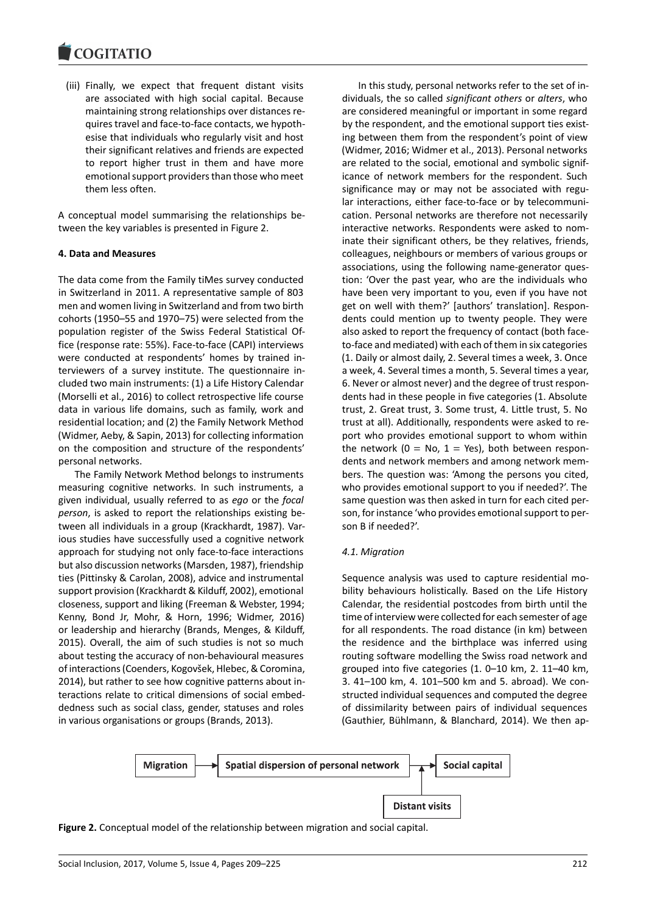(iii) Finally, we expect that frequent distant visits are associated with high social capital. Because maintaining strong relationships over distances requires travel and face-to-face contacts, we hypothesise that individuals who regularly visit and host their significant relatives and friends are expected to report higher trust in them and have more emotional support providers than those who meet them less often.

A conceptual model summarising the relationships between the key variables is presented in Figure 2.

#### 4. Data and Measures

The data come from the Family tiMes survey conducted in Switzerland in 2011. A representative sample of 803 men and women living in Switzerland and from two birth cohorts (1950–55 and 1970–75) were selected from the population register of the Swiss Federal Statistical Office (response rate: 55%). Face-to-face (CAPI) interviews were conducted at respondents' homes by trained interviewers of a survey institute. The questionnaire included two main instruments: (1) a Life History Calendar (Morselli et al., 2016) to collect retrospective life course data in various life domains, such as family, work and residential location; and (2) the Family Network Method (Widmer, Aeby, & Sapin, 2013) for collecting information on the composition and structure of the respondents' personal networks.

The Family Network Method belongs to instruments measuring cognitive networks. In such instruments, a given individual, usually referred to as *ego* or the *focal person*, is asked to report the relationships existing between all individuals in a group (Krackhardt, 1987). Various studies have successfully used a cognitive network approach for studying not only face-to-face interactions but also discussion networks (Marsden, 1987), friendship ties (Pittinsky & Carolan, 2008), advice and instrumental support provision (Krackhardt & Kilduff, 2002), emotional closeness, support and liking (Freeman & Webster, 1994; Kenny, Bond Jr, Mohr, & Horn, 1996; Widmer, 2016) or leadership and hierarchy (Brands, Menges, & Kilduff, 2015). Overall, the aim of such studies is not so much about testing the accuracy of non-behavioural measures of interactions (Coenders, Kogovšek, Hlebec, & Coromina, 2014), but rather to see how cognitive patterns about interactions relate to critical dimensions of social embeddedness such as social class, gender, statuses and roles in various organisations or groups (Brands, 2013).

In this study, personal networks refer to the set of individuals, the so called *significant others* or *alters*, who are considered meaningful or important in some regard by the respondent, and the emotional support ties existing between them from the respondent's point of view (Widmer, 2016; Widmer et al., 2013). Personal networks are related to the social, emotional and symbolic significance of network members for the respondent. Such significance may or may not be associated with regular interactions, either face-to-face or by telecommunication. Personal networks are therefore not necessarily interactive networks. Respondents were asked to nominate their significant others, be they relatives, friends, colleagues, neighbours or members of various groups or associations, using the following name-generator question: 'Over the past year, who are the individuals who have been very important to you, even if you have not get on well with them?' [authors' translation]. Respondents could mention up to twenty people. They were also asked to report the frequency of contact (both face-to-face and mediated) with each of them in six categories (1. Daily or almost daily, 2. Several times a week, 3. Once a week, 4. Several times a month, 5. Several times a year, 6. Never or almost never) and the degree of trust respondents had in these people in five categories (1. Absolute trust, 2. Great trust, 3. Some trust, 4. Little trust, 5. No trust at all). Additionally, respondents were asked to report who provides emotional support to whom within the network (0 = No, 1 = Yes), both between respondents and network members and among network members. The question was: 'Among the persons you cited, who provides emotional support to you if needed?'. The same question was then asked in turn for each cited person, for instance 'who provides emotional support to person B if needed?'.

##### 4.1. Migration

Sequence analysis was used to capture residential mobility behaviours holistically. Based on the Life History Calendar, the residential postcodes from birth until the time of interview were collected for each semester of age for all respondents. The road distance (in km) between the residence and the birthplace was inferred using routing software modelling the Swiss road network and grouped into five categories (1. 0–10 km, 2. 11–40 km, 3. 41–100 km, 4. 101–500 km and 5. abroad). We constructed individual sequences and computed the degree of dissimilarity between pairs of individual sequences (Gauthier, Bühlmann, & Blanchard, 2014). We then ap-

Migration → Spatial dispersion of personal network → Social capital; Distant visits → (moderating the link between spatial dispersion and social capital)

**Figure 2.** Conceptual model of the relationship between migration and social capital.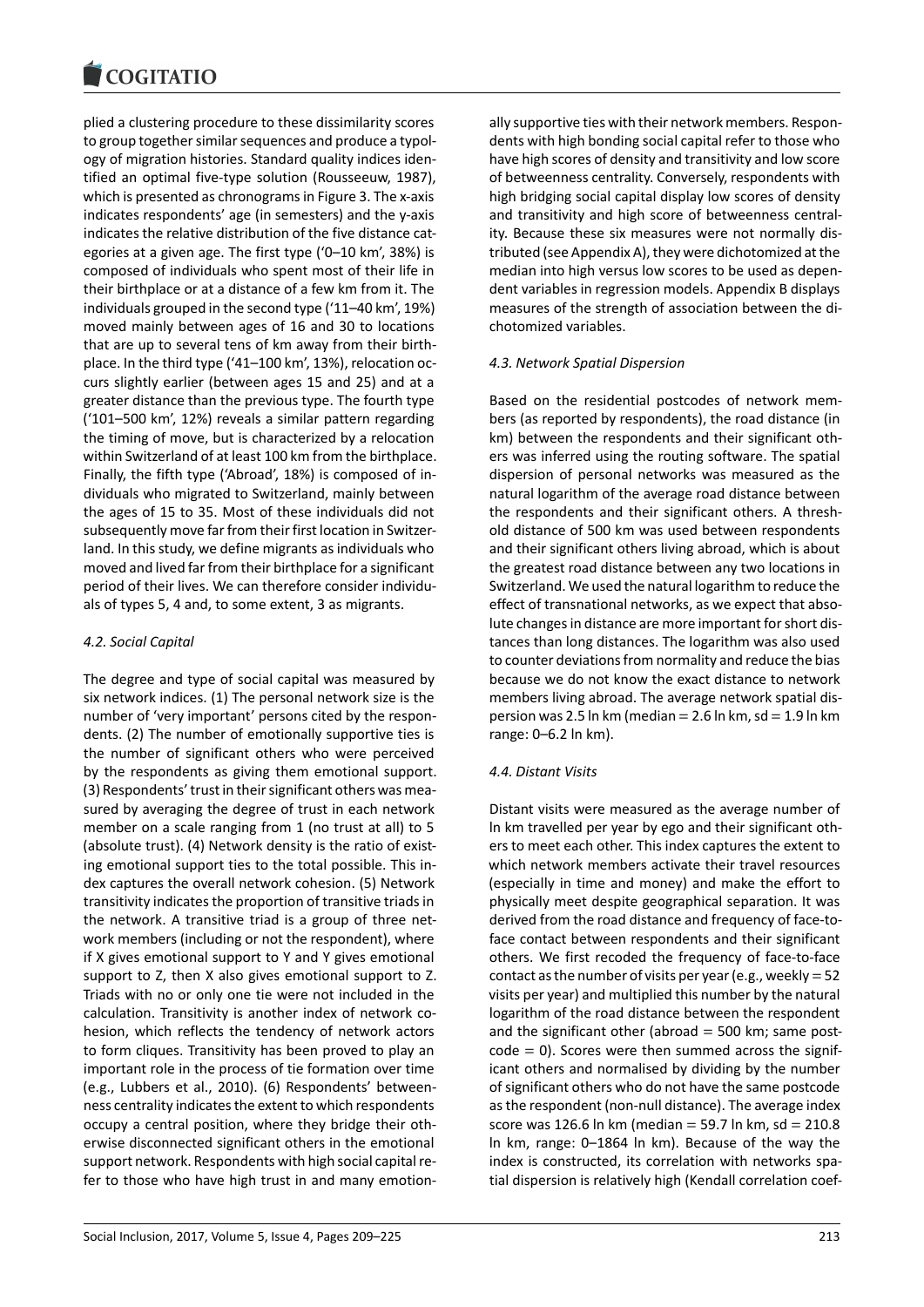plied a clustering procedure to these dissimilarity scores to group together similar sequences and produce a typology of migration histories. Standard quality indices identified an optimal five-type solution (Rousseeuw, 1987), which is presented as chronograms in Figure 3. The x-axis indicates respondents' age (in semesters) and the y-axis indicates the relative distribution of the five distance categories at a given age. The first type ('0–10 km', 38%) is composed of individuals who spent most of their life in their birthplace or at a distance of a few km from it. The individuals grouped in the second type ('11–40 km', 19%) moved mainly between ages of 16 and 30 to locations that are up to several tens of km away from their birthplace. In the third type ('41–100 km', 13%), relocation occurs slightly earlier (between ages 15 and 25) and at a greater distance than the previous type. The fourth type ('101–500 km', 12%) reveals a similar pattern regarding the timing of move, but is characterized by a relocation within Switzerland of at least 100 km from the birthplace. Finally, the fifth type ('Abroad', 18%) is composed of individuals who migrated to Switzerland, mainly between the ages of 15 to 35. Most of these individuals did not subsequently move far from their first location in Switzerland. In this study, we define migrants as individuals who moved and lived far from their birthplace for a significant period of their lives. We can therefore consider individuals of types 5, 4 and, to some extent, 3 as migrants.

### 4.2. Social Capital

The degree and type of social capital was measured by six network indices. (1) The personal network size is the number of 'very important' persons cited by the respondents. (2) The number of emotionally supportive ties is the number of significant others who were perceived by the respondents as giving them emotional support. (3) Respondents' trust in their significant others was measured by averaging the degree of trust in each network member on a scale ranging from 1 (no trust at all) to 5 (absolute trust). (4) Network density is the ratio of existing emotional support ties to the total possible. This index captures the overall network cohesion. (5) Network transitivity indicates the proportion of transitive triads in the network. A transitive triad is a group of three network members (including or not the respondent), where if X gives emotional support to Y and Y gives emotional support to Z, then X also gives emotional support to Z. Triads with no or only one tie were not included in the calculation. Transitivity is another index of network cohesion, which reflects the tendency of network actors to form cliques. Transitivity has been proved to play an important role in the process of tie formation over time (e.g., Lubbers et al., 2010). (6) Respondents' betweenness centrality indicates the extent to which respondents occupy a central position, where they bridge their otherwise disconnected significant others in the emotional support network. Respondents with high social capital refer to those who have high trust in and many emotionally supportive ties with their network members. Respondents with high bonding social capital refer to those who have high scores of density and transitivity and low score of betweenness centrality. Conversely, respondents with high bridging social capital display low scores of density and transitivity and high score of betweenness centrality. Because these six measures were not normally distributed (see Appendix A), they were dichotomized at the median into high versus low scores to be used as dependent variables in regression models. Appendix B displays measures of the strength of association between the dichotomized variables.

### 4.3. Network Spatial Dispersion

Based on the residential postcodes of network members (as reported by respondents), the road distance (in km) between the respondents and their significant others was inferred using the routing software. The spatial dispersion of personal networks was measured as the natural logarithm of the average road distance between the respondents and their significant others. A threshold distance of 500 km was used between respondents and their significant others living abroad, which is about the greatest road distance between any two locations in Switzerland. We used the natural logarithm to reduce the effect of transnational networks, as we expect that absolute changes in distance are more important for short distances than long distances. The logarithm was also used to counter deviations from normality and reduce the bias because we do not know the exact distance to network members living abroad. The average network spatial dispersion was 2.5 ln km (median = 2.6 ln km, sd = 1.9 ln km range: 0–6.2 ln km).

### 4.4. Distant Visits

Distant visits were measured as the average number of ln km travelled per year by ego and their significant others to meet each other. This index captures the extent to which network members activate their travel resources (especially in time and money) and make the effort to physically meet despite geographical separation. It was derived from the road distance and frequency of face-to-face contact between respondents and their significant others. We first recoded the frequency of face-to-face contact as the number of visits per year (e.g., weekly = 52 visits per year) and multiplied this number by the natural logarithm of the road distance between the respondent and the significant other (abroad = 500 km; same postcode = 0). Scores were then summed across the significant others and normalised by dividing by the number of significant others who do not have the same postcode as the respondent (non-null distance). The average index score was 126.6 ln km (median = 59.7 ln km, sd = 210.8 ln km, range: 0–1864 ln km). Because of the way the index is constructed, its correlation with networks spatial dispersion is relatively high (Kendall correlation coef-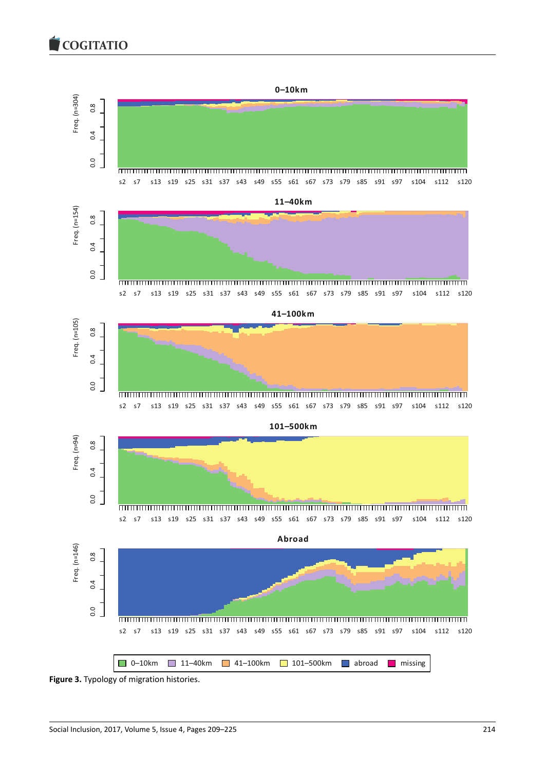**Figure 3.** Typology of migration histories.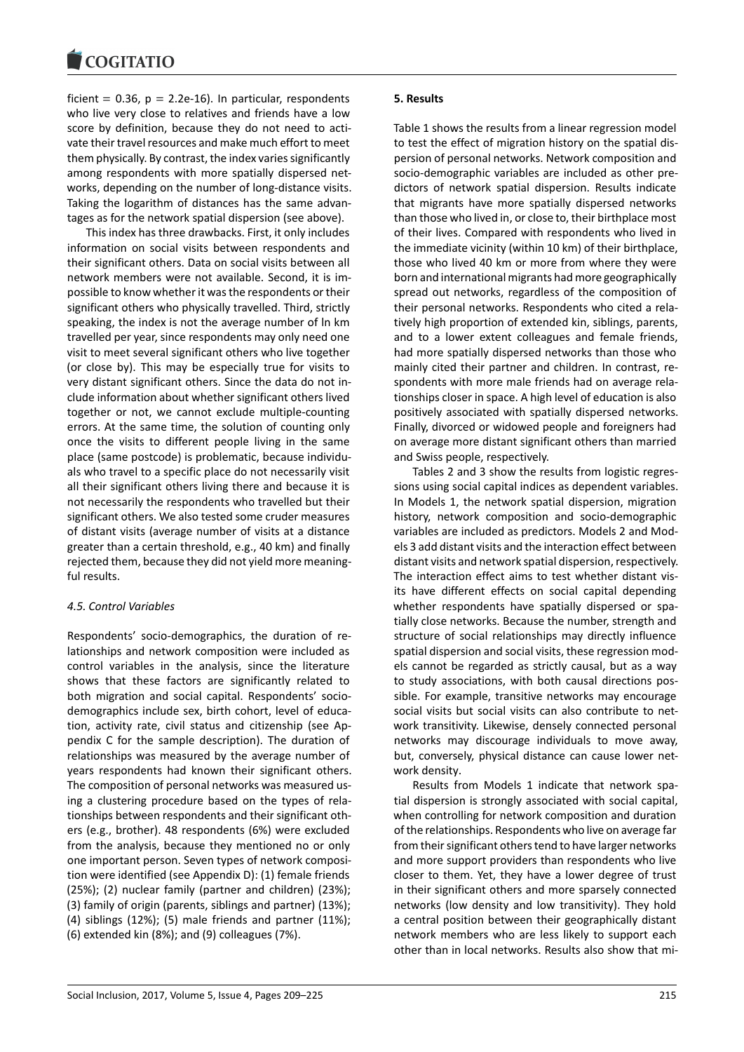ficient = 0.36, $p = 2.2e\text{-}16$). In particular, respondents who live very close to relatives and friends have a low score by definition, because they do not need to activate their travel resources and make much effort to meet them physically. By contrast, the index varies significantly among respondents with more spatially dispersed networks, depending on the number of long-distance visits. Taking the logarithm of distances has the same advantages as for the network spatial dispersion (see above).

This index has three drawbacks. First, it only includes information on social visits between respondents and their significant others. Data on social visits between all network members were not available. Second, it is impossible to know whether it was the respondents or their significant others who physically travelled. Third, strictly speaking, the index is not the average number of ln km travelled per year, since respondents may only need one visit to meet several significant others who live together (or close by). This may be especially true for visits to very distant significant others. Since the data do not include information about whether significant others lived together or not, we cannot exclude multiple-counting errors. At the same time, the solution of counting only once the visits to different people living in the same place (same postcode) is problematic, because individuals who travel to a specific place do not necessarily visit all their significant others living there and because it is not necessarily the respondents who travelled but their significant others. We also tested some cruder measures of distant visits (average number of visits at a distance greater than a certain threshold, e.g., 40 km) and finally rejected them, because they did not yield more meaningful results.

### *4.5. Control Variables*

Respondents' socio-demographics, the duration of relationships and network composition were included as control variables in the analysis, since the literature shows that these factors are significantly related to both migration and social capital. Respondents' socio-demographics include sex, birth cohort, level of education, activity rate, civil status and citizenship (see Appendix C for the sample description). The duration of relationships was measured by the average number of years respondents had known their significant others. The composition of personal networks was measured using a clustering procedure based on the types of relationships between respondents and their significant others (e.g., brother). 48 respondents (6%) were excluded from the analysis, because they mentioned no or only one important person. Seven types of network composition were identified (see Appendix D): (1) female friends (25%); (2) nuclear family (partner and children) (23%); (3) family of origin (parents, siblings and partner) (13%); (4) siblings (12%); (5) male friends and partner (11%); (6) extended kin (8%); and (9) colleagues (7%).

## **5. Results**

Table 1 shows the results from a linear regression model to test the effect of migration history on the spatial dispersion of personal networks. Network composition and socio-demographic variables are included as other predictors of network spatial dispersion. Results indicate that migrants have more spatially dispersed networks than those who lived in, or close to, their birthplace most of their lives. Compared with respondents who lived in the immediate vicinity (within 10 km) of their birthplace, those who lived 40 km or more from where they were born and international migrants had more geographically spread out networks, regardless of the composition of their personal networks. Respondents who cited a relatively high proportion of extended kin, siblings, parents, and to a lower extent colleagues and female friends, had more spatially dispersed networks than those who mainly cited their partner and children. In contrast, respondents with more male friends had on average relationships closer in space. A high level of education is also positively associated with spatially dispersed networks. Finally, divorced or widowed people and foreigners had on average more distant significant others than married and Swiss people, respectively.

Tables 2 and 3 show the results from logistic regressions using social capital indices as dependent variables. In Models 1, the network spatial dispersion, migration history, network composition and socio-demographic variables are included as predictors. Models 2 and Models 3 add distant visits and the interaction effect between distant visits and network spatial dispersion, respectively. The interaction effect aims to test whether distant visits have different effects on social capital depending whether respondents have spatially dispersed or spatially close networks. Because the number, strength and structure of social relationships may directly influence spatial dispersion and social visits, these regression models cannot be regarded as strictly causal, but as a way to study associations, with both causal directions possible. For example, transitive networks may encourage social visits but social visits can also contribute to network transitivity. Likewise, densely connected personal networks may discourage individuals to move away, but, conversely, physical distance can cause lower network density.

Results from Models 1 indicate that network spatial dispersion is strongly associated with social capital, when controlling for network composition and duration of the relationships. Respondents who live on average far from their significant others tend to have larger networks and more support providers than respondents who live closer to them. Yet, they have a lower degree of trust in their significant others and more sparsely connected networks (low density and low transitivity). They hold a central position between their geographically distant network members who are less likely to support each other than in local networks. Results also show that mi-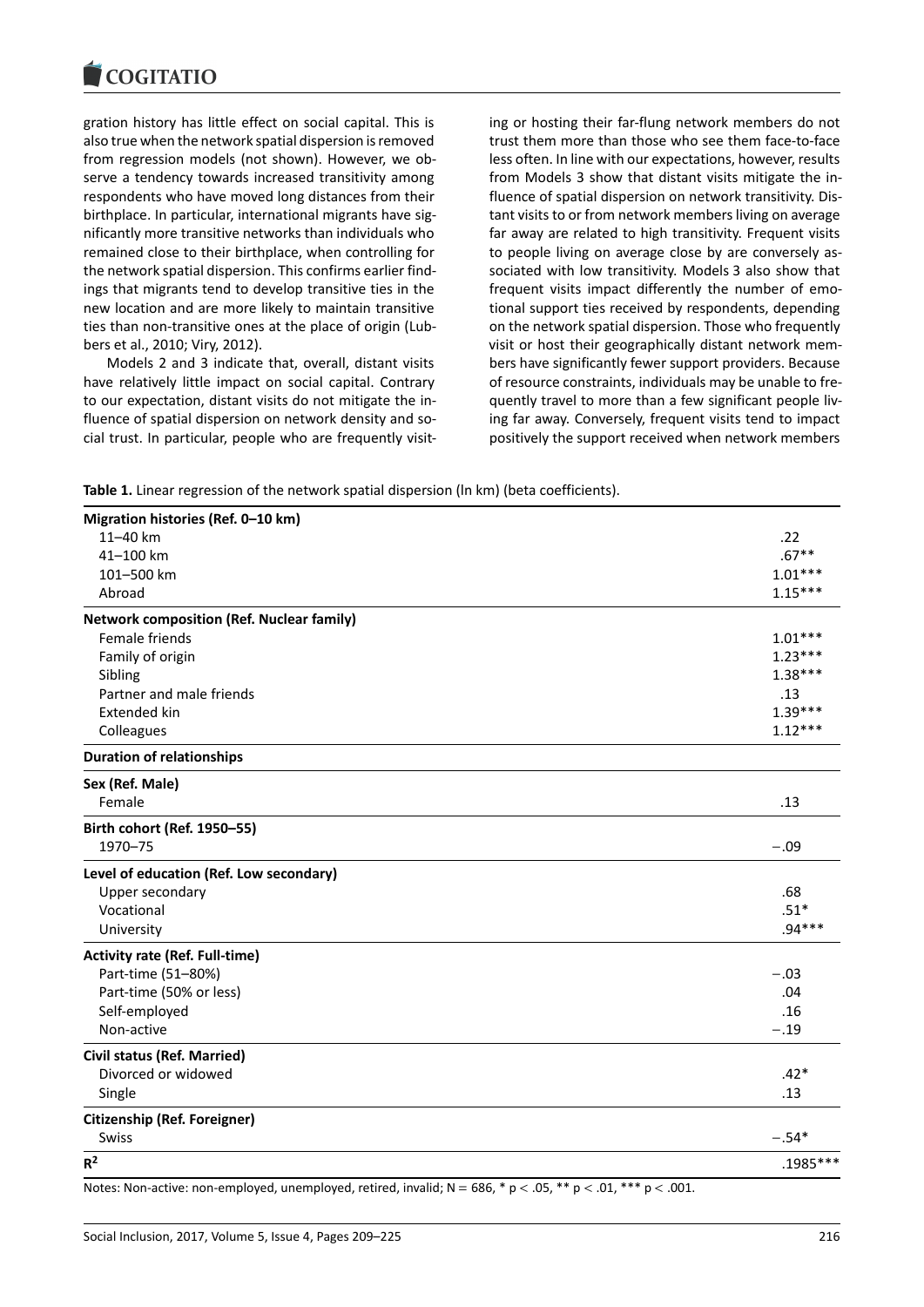gration history has little effect on social capital. This is also true when the network spatial dispersion is removed from regression models (not shown). However, we observe a tendency towards increased transitivity among respondents who have moved long distances from their birthplace. In particular, international migrants have significantly more transitive networks than individuals who remained close to their birthplace, when controlling for the network spatial dispersion. This confirms earlier findings that migrants tend to develop transitive ties in the new location and are more likely to maintain transitive ties than non-transitive ones at the place of origin (Lubbers et al., 2010; Viry, 2012).

Models 2 and 3 indicate that, overall, distant visits have relatively little impact on social capital. Contrary to our expectation, distant visits do not mitigate the influence of spatial dispersion on network density and social trust. In particular, people who are frequently visiting or hosting their far-flung network members do not trust them more than those who see them face-to-face less often. In line with our expectations, however, results from Models 3 show that distant visits mitigate the influence of spatial dispersion on network transitivity. Distant visits to or from network members living on average far away are related to high transitivity. Frequent visits to people living on average close by are conversely associated with low transitivity. Models 3 also show that frequent visits impact differently the number of emotional support ties received by respondents, depending on the network spatial dispersion. Those who frequently visit or host their geographically distant network members have significantly fewer support providers. Because of resource constraints, individuals may be unable to frequently travel to more than a few significant people living far away. Conversely, frequent visits tend to impact positively the support received when network members

**Table 1.** Linear regression of the network spatial dispersion (ln km) (beta coefficients).

| | |
|---|---|
| **Migration histories (Ref. 0–10 km)** | |
| 11–40 km | .22 |
| 41–100 km | .67** |
| 101–500 km | 1.01*** |
| Abroad | 1.15*** |
| **Network composition (Ref. Nuclear family)** | |
| Female friends | 1.01*** |
| Family of origin | 1.23*** |
| Sibling | 1.38*** |
| Partner and male friends | .13 |
| Extended kin | 1.39*** |
| Colleagues | 1.12*** |
| **Duration of relationships** | |
| **Sex (Ref. Male)** | |
| Female | .13 |
| **Birth cohort (Ref. 1950–55)** | |
| 1970–75 | −.09 |
| **Level of education (Ref. Low secondary)** | |
| Upper secondary | .68 |
| Vocational | .51* |
| University | .94*** |
| **Activity rate (Ref. Full-time)** | |
| Part-time (51–80%) | −.03 |
| Part-time (50% or less) | .04 |
| Self-employed | .16 |
| Non-active | −.19 |
| **Civil status (Ref. Married)** | |
| Divorced or widowed | .42* |
| Single | .13 |
| **Citizenship (Ref. Foreigner)** | |
| Swiss | −.54* |
| $R^2$ | .1985*** |

Notes: Non-active: non-employed, unemployed, retired, invalid; N = 686, * $p < .05$, ** $p < .01$, *** $p < .001$.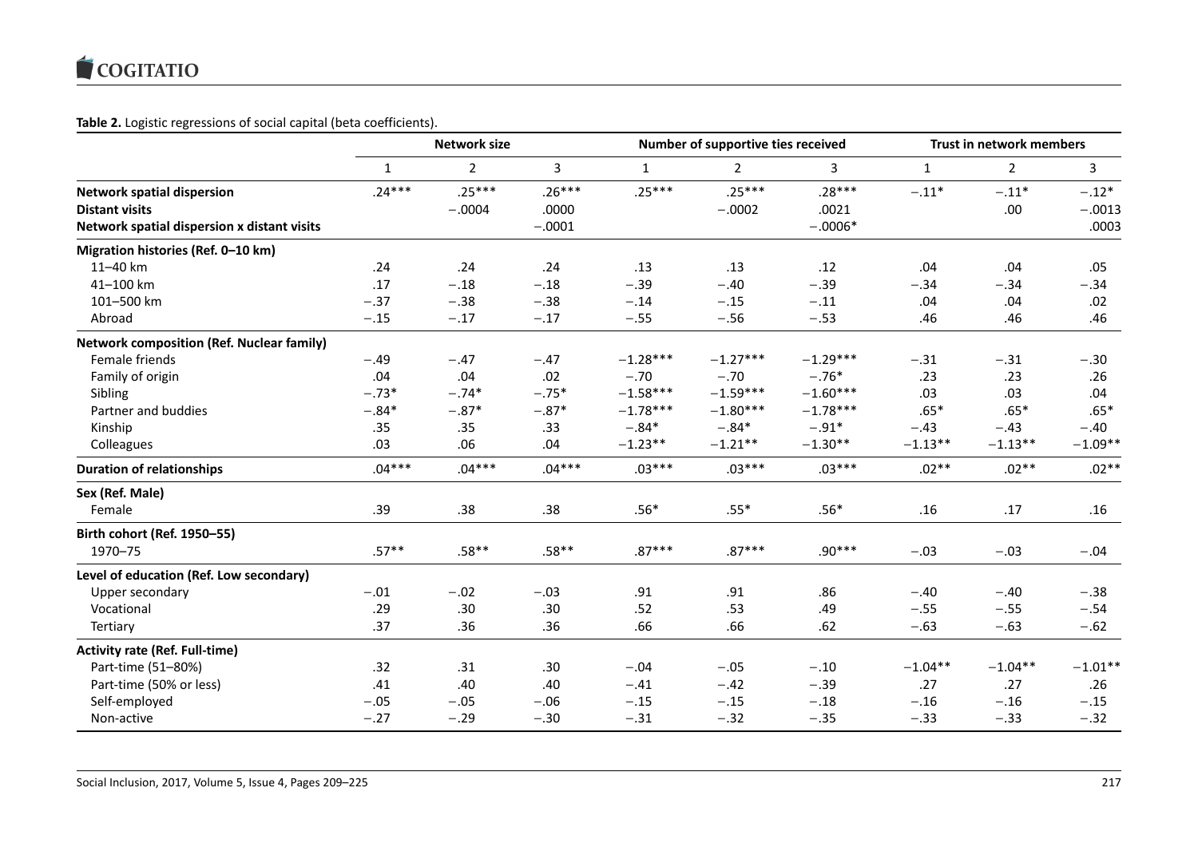**Table 2.** Logistic regressions of social capital (beta coefficients).

| | Network size | | | Number of supportive ties received | | | Trust in network members | | |
|---|---|---|---|---|---|---|---|---|---|
| | 1 | 2 | 3 | 1 | 2 | 3 | 1 | 2 | 3 |
| **Network spatial dispersion** | .24*** | .25*** | .26*** | .25*** | .25*** | .28*** | −.11* | −.11* | −.12* |
| **Distant visits** | | −.0004 | .0000 | | −.0002 | .0021 | | .00 | −.0013 |
| **Network spatial dispersion x distant visits** | | | −.0001 | | | −.0006* | | | .0003 |
| **Migration histories (Ref. 0–10 km)** | | | | | | | | | |
| 11–40 km | .24 | .24 | .24 | .13 | .13 | .12 | .04 | .04 | .05 |
| 41–100 km | .17 | −.18 | −.18 | −.39 | −.40 | −.39 | −.34 | −.34 | −.34 |
| 101–500 km | −.37 | −.38 | −.38 | −.14 | −.15 | −.11 | .04 | .04 | .02 |
| Abroad | −.15 | −.17 | −.17 | −.55 | −.56 | −.53 | .46 | .46 | .46 |
| **Network composition (Ref. Nuclear family)** | | | | | | | | | |
| Female friends | −.49 | −.47 | −.47 | −1.28*** | −1.27*** | −1.29*** | −.31 | −.31 | −.30 |
| Family of origin | .04 | .04 | .02 | −.70 | −.70 | −.76* | .23 | .23 | .26 |
| Sibling | −.73* | −.74* | −.75* | −1.58*** | −1.59*** | −1.60*** | .03 | .03 | .04 |
| Partner and buddies | −.84* | −.87* | −.87* | −1.78*** | −1.80*** | −1.78*** | .65* | .65* | .65* |
| Kinship | .35 | .35 | .33 | −.84* | −.84* | −.91* | −.43 | −.43 | −.40 |
| Colleagues | .03 | .06 | .04 | −1.23** | −1.21** | −1.30** | −1.13** | −1.13** | −1.09** |
| **Duration of relationships** | .04*** | .04*** | .04*** | .03*** | .03*** | .03*** | .02** | .02** | .02** |
| **Sex (Ref. Male)** | | | | | | | | | |
| Female | .39 | .38 | .38 | .56* | .55* | .56* | .16 | .17 | .16 |
| **Birth cohort (Ref. 1950–55)** | | | | | | | | | |
| 1970–75 | .57** | .58** | .58** | .87*** | .87*** | .90*** | −.03 | −.03 | −.04 |
| **Level of education (Ref. Low secondary)** | | | | | | | | | |
| Upper secondary | −.01 | −.02 | −.03 | .91 | .91 | .86 | −.40 | −.40 | −.38 |
| Vocational | .29 | .30 | .30 | .52 | .53 | .49 | −.55 | −.55 | −.54 |
| Tertiary | .37 | .36 | .36 | .66 | .66 | .62 | −.63 | −.63 | −.62 |
| **Activity rate (Ref. Full-time)** | | | | | | | | | |
| Part-time (51–80%) | .32 | .31 | .30 | −.04 | −.05 | −.10 | −1.04** | −1.04** | −1.01** |
| Part-time (50% or less) | .41 | .40 | .40 | −.41 | −.42 | −.39 | .27 | .27 | .26 |
| Self-employed | −.05 | −.05 | −.06 | −.15 | −.15 | −.18 | −.16 | −.16 | −.15 |
| Non-active | −.27 | −.29 | −.30 | −.31 | −.32 | −.35 | −.33 | −.33 | −.32 |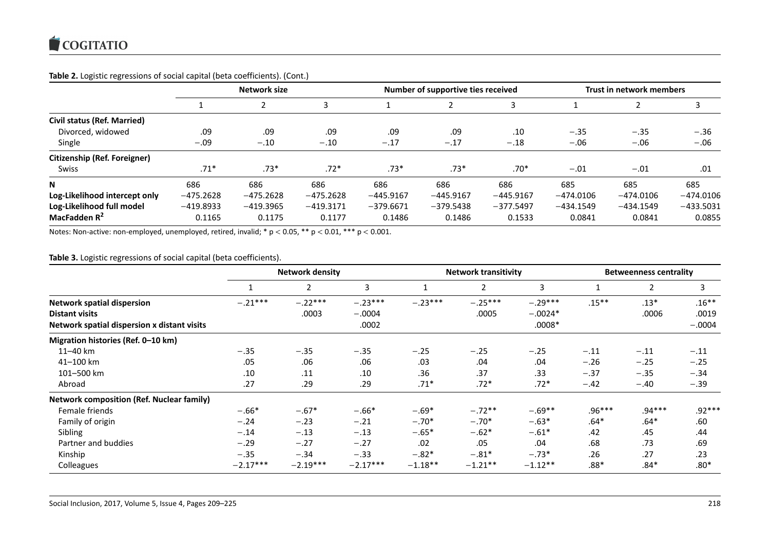**Table 2.** Logistic regressions of social capital (beta coefficients). (Cont.)

| | Network size | | | Number of supportive ties received | | | Trust in network members | | |
|---|---|---|---|---|---|---|---|---|---|
| | 1 | 2 | 3 | 1 | 2 | 3 | 1 | 2 | 3 |
| **Civil status (Ref. Married)** | | | | | | | | | |
| Divorced, widowed | .09 | .09 | .09 | .09 | .09 | .10 | −.35 | −.35 | −.36 |
| Single | −.09 | −.10 | −.10 | −.17 | −.17 | −.18 | −.06 | −.06 | −.06 |
| **Citizenship (Ref. Foreigner)** | | | | | | | | | |
| Swiss | .71* | .73* | .72* | .73* | .73* | .70* | −.01 | −.01 | .01 |
| **N** | 686 | 686 | 686 | 686 | 686 | 686 | 685 | 685 | 685 |
| **Log-Likelihood intercept only** | −475.2628 | −475.2628 | −475.2628 | −445.9167 | −445.9167 | −445.9167 | −474.0106 | −474.0106 | −474.0106 |
| **Log-Likelihood full model** | −419.8933 | −419.3965 | −419.3171 | −379.6671 | −379.5438 | −377.5497 | −434.1549 | −434.1549 | −433.5031 |
| **MacFadden $R^2$** | 0.1165 | 0.1175 | 0.1177 | 0.1486 | 0.1486 | 0.1533 | 0.0841 | 0.0841 | 0.0855 |

Notes: Non-active: non-employed, unemployed, retired, invalid; * $p < 0.05$, ** $p < 0.01$, *** $p < 0.001$.

**Table 3.** Logistic regressions of social capital (beta coefficients).

| | Network density | | | Network transitivity | | | Betweenness centrality | | |
|---|---|---|---|---|---|---|---|---|---|
| | 1 | 2 | 3 | 1 | 2 | 3 | 1 | 2 | 3 |
| **Network spatial dispersion** | −.21*** | −.22*** | −.23*** | −.23*** | −.25*** | −.29*** | .15** | .13* | .16** |
| **Distant visits** | | .0003 | −.0004 | | .0005 | −.0024* | | .0006 | .0019 |
| **Network spatial dispersion x distant visits** | | | .0002 | | | .0008* | | | −.0004 |
| **Migration histories (Ref. 0–10 km)** | | | | | | | | | |
| 11–40 km | −.35 | −.35 | −.35 | −.25 | −.25 | −.25 | −.11 | −.11 | −.11 |
| 41–100 km | .05 | .06 | .06 | .03 | .04 | .04 | −.26 | −.25 | −.25 |
| 101–500 km | .10 | .11 | .10 | .36 | .37 | .33 | −.37 | −.35 | −.34 |
| Abroad | .27 | .29 | .29 | .71* | .72* | .72* | −.42 | −.40 | −.39 |
| **Network composition (Ref. Nuclear family)** | | | | | | | | | |
| Female friends | −.66* | −.67* | −.66* | −.69* | −.72** | −.69** | .96*** | .94*** | .92*** |
| Family of origin | −.24 | −.23 | −.21 | −.70* | −.70* | −.63* | .64* | .64* | .60 |
| Sibling | −.14 | −.13 | −.13 | −.65* | −.62* | −.61* | .42 | .45 | .44 |
| Partner and buddies | −.29 | −.27 | −.27 | .02 | .05 | .04 | .68 | .73 | .69 |
| Kinship | −.35 | −.34 | −.33 | −.82* | −.81* | −.73* | .26 | .27 | .23 |
| Colleagues | −2.17*** | −2.19*** | −2.17*** | −1.18** | −1.21** | −1.12** | .88* | .84* | .80* |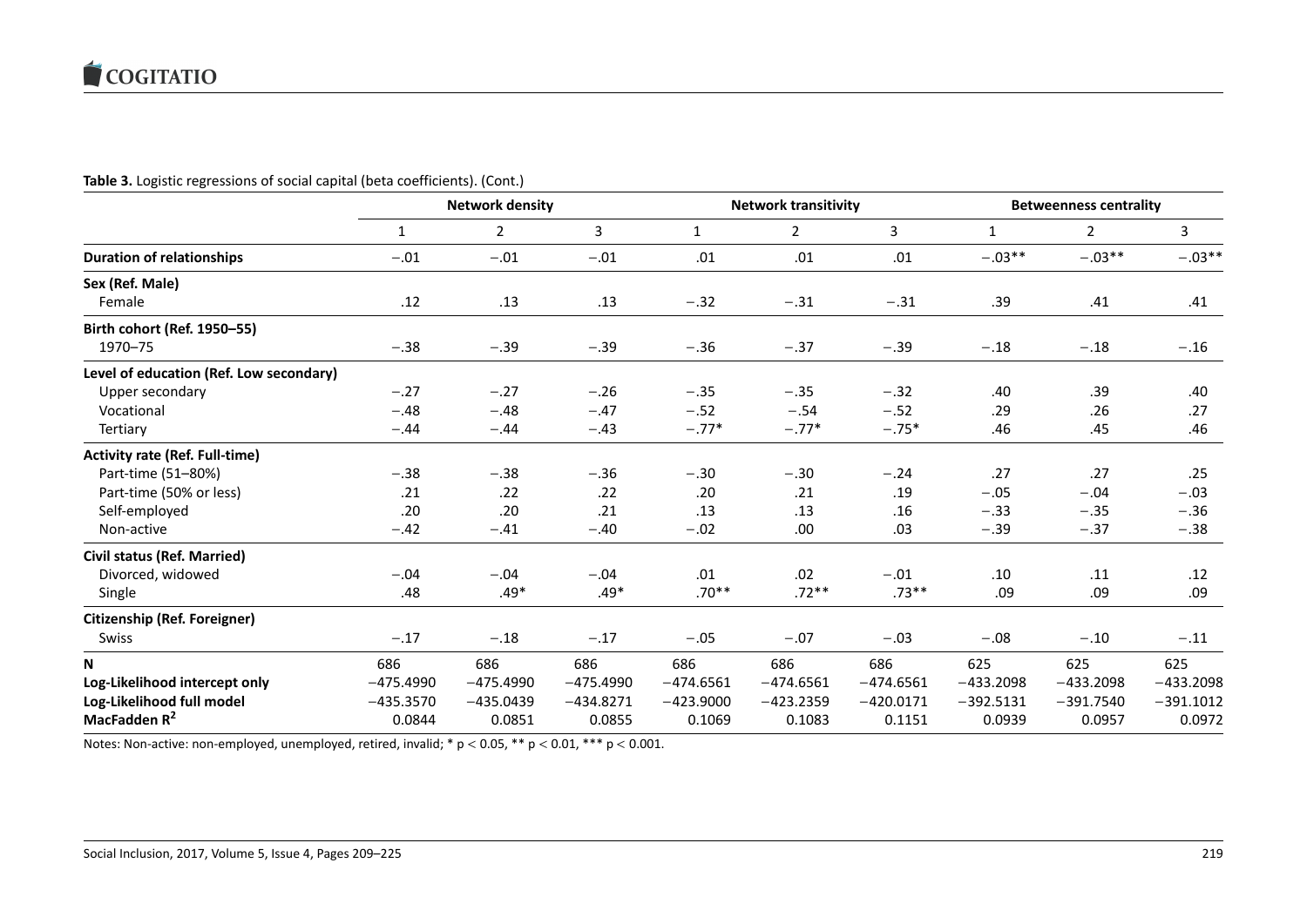**Table 3.** Logistic regressions of social capital (beta coefficients). (Cont.)

| | Network density | | | Network transitivity | | | Betweenness centrality | | |
|---|---|---|---|---|---|---|---|---|---|
| | 1 | 2 | 3 | 1 | 2 | 3 | 1 | 2 | 3 |
| **Duration of relationships** | −.01 | −.01 | −.01 | .01 | .01 | .01 | −.03** | −.03** | −.03** |
| **Sex (Ref. Male)** | | | | | | | | | |
| Female | .12 | .13 | .13 | −.32 | −.31 | −.31 | .39 | .41 | .41 |
| **Birth cohort (Ref. 1950–55)** | | | | | | | | | |
| 1970–75 | −.38 | −.39 | −.39 | −.36 | −.37 | −.39 | −.18 | −.18 | −.16 |
| **Level of education (Ref. Low secondary)** | | | | | | | | | |
| Upper secondary | −.27 | −.27 | −.26 | −.35 | −.35 | −.32 | .40 | .39 | .40 |
| Vocational | −.48 | −.48 | −.47 | −.52 | −.54 | −.52 | .29 | .26 | .27 |
| Tertiary | −.44 | −.44 | −.43 | −.77* | −.77* | −.75* | .46 | .45 | .46 |
| **Activity rate (Ref. Full-time)** | | | | | | | | | |
| Part-time (51–80%) | −.38 | −.38 | −.36 | −.30 | −.30 | −.24 | .27 | .27 | .25 |
| Part-time (50% or less) | .21 | .22 | .22 | .20 | .21 | .19 | −.05 | −.04 | −.03 |
| Self-employed | .20 | .20 | .21 | .13 | .13 | .16 | −.33 | −.35 | −.36 |
| Non-active | −.42 | −.41 | −.40 | −.02 | .00 | .03 | −.39 | −.37 | −.38 |
| **Civil status (Ref. Married)** | | | | | | | | | |
| Divorced, widowed | −.04 | −.04 | −.04 | .01 | .02 | −.01 | .10 | .11 | .12 |
| Single | .48 | .49* | .49* | .70** | .72** | .73** | .09 | .09 | .09 |
| **Citizenship (Ref. Foreigner)** | | | | | | | | | |
| Swiss | −.17 | −.18 | −.17 | −.05 | −.07 | −.03 | −.08 | −.10 | −.11 |
| **N** | 686 | 686 | 686 | 686 | 686 | 686 | 625 | 625 | 625 |
| **Log-Likelihood intercept only** | −475.4990 | −475.4990 | −475.4990 | −474.6561 | −474.6561 | −474.6561 | −433.2098 | −433.2098 | −433.2098 |
| **Log-Likelihood full model** | −435.3570 | −435.0439 | −434.8271 | −423.9000 | −423.2359 | −420.0171 | −392.5131 | −391.7540 | −391.1012 |
| **MacFadden $R^2$** | 0.0844 | 0.0851 | 0.0855 | 0.1069 | 0.1083 | 0.1151 | 0.0939 | 0.0957 | 0.0972 |

Notes: Non-active: non-employed, unemployed, retired, invalid; * $p < 0.05$, ** $p < 0.01$, *** $p < 0.001$.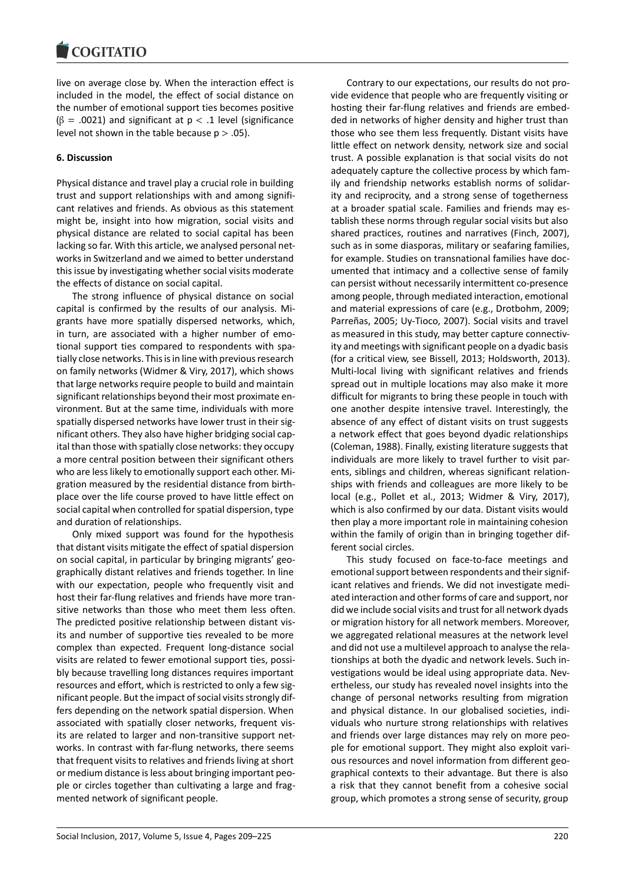live on average close by. When the interaction effect is included in the model, the effect of social distance on the number of emotional support ties becomes positive ($\beta = .0021$) and significant at $p < .1$ level (significance level not shown in the table because $p > .05$).

## 6. Discussion

Physical distance and travel play a crucial role in building trust and support relationships with and among significant relatives and friends. As obvious as this statement might be, insight into how migration, social visits and physical distance are related to social capital has been lacking so far. With this article, we analysed personal networks in Switzerland and we aimed to better understand this issue by investigating whether social visits moderate the effects of distance on social capital.

The strong influence of physical distance on social capital is confirmed by the results of our analysis. Migrants have more spatially dispersed networks, which, in turn, are associated with a higher number of emotional support ties compared to respondents with spatially close networks. This is in line with previous research on family networks (Widmer & Viry, 2017), which shows that large networks require people to build and maintain significant relationships beyond their most proximate environment. But at the same time, individuals with more spatially dispersed networks have lower trust in their significant others. They also have higher bridging social capital than those with spatially close networks: they occupy a more central position between their significant others who are less likely to emotionally support each other. Migration measured by the residential distance from birthplace over the life course proved to have little effect on social capital when controlled for spatial dispersion, type and duration of relationships.

Only mixed support was found for the hypothesis that distant visits mitigate the effect of spatial dispersion on social capital, in particular by bringing migrants' geographically distant relatives and friends together. In line with our expectation, people who frequently visit and host their far-flung relatives and friends have more transitive networks than those who meet them less often. The predicted positive relationship between distant visits and number of supportive ties revealed to be more complex than expected. Frequent long-distance social visits are related to fewer emotional support ties, possibly because travelling long distances requires important resources and effort, which is restricted to only a few significant people. But the impact of social visits strongly differs depending on the network spatial dispersion. When associated with spatially closer networks, frequent visits are related to larger and non-transitive support networks. In contrast with far-flung networks, there seems that frequent visits to relatives and friends living at short or medium distance is less about bringing important people or circles together than cultivating a large and fragmented network of significant people.

Contrary to our expectations, our results do not provide evidence that people who are frequently visiting or hosting their far-flung relatives and friends are embedded in networks of higher density and higher trust than those who see them less frequently. Distant visits have little effect on network density, network size and social trust. A possible explanation is that social visits do not adequately capture the collective process by which family and friendship networks establish norms of solidarity and reciprocity, and a strong sense of togetherness at a broader spatial scale. Families and friends may establish these norms through regular social visits but also shared practices, routines and narratives (Finch, 2007), such as in some diasporas, military or seafaring families, for example. Studies on transnational families have documented that intimacy and a collective sense of family can persist without necessarily intermittent co-presence among people, through mediated interaction, emotional and material expressions of care (e.g., Drotbohm, 2009; Parreñas, 2005; Uy-Tioco, 2007). Social visits and travel as measured in this study, may better capture connectivity and meetings with significant people on a dyadic basis (for a critical view, see Bissell, 2013; Holdsworth, 2013). Multi-local living with significant relatives and friends spread out in multiple locations may also make it more difficult for migrants to bring these people in touch with one another despite intensive travel. Interestingly, the absence of any effect of distant visits on trust suggests a network effect that goes beyond dyadic relationships (Coleman, 1988). Finally, existing literature suggests that individuals are more likely to travel further to visit parents, siblings and children, whereas significant relationships with friends and colleagues are more likely to be local (e.g., Pollet et al., 2013; Widmer & Viry, 2017), which is also confirmed by our data. Distant visits would then play a more important role in maintaining cohesion within the family of origin than in bringing together different social circles.

This study focused on face-to-face meetings and emotional support between respondents and their significant relatives and friends. We did not investigate mediated interaction and other forms of care and support, nor did we include social visits and trust for all network dyads or migration history for all network members. Moreover, we aggregated relational measures at the network level and did not use a multilevel approach to analyse the relationships at both the dyadic and network levels. Such investigations would be ideal using appropriate data. Nevertheless, our study has revealed novel insights into the change of personal networks resulting from migration and physical distance. In our globalised societies, individuals who nurture strong relationships with relatives and friends over large distances may rely on more people for emotional support. They might also exploit various resources and novel information from different geographical contexts to their advantage. But there is also a risk that they cannot benefit from a cohesive social group, which promotes a strong sense of security, group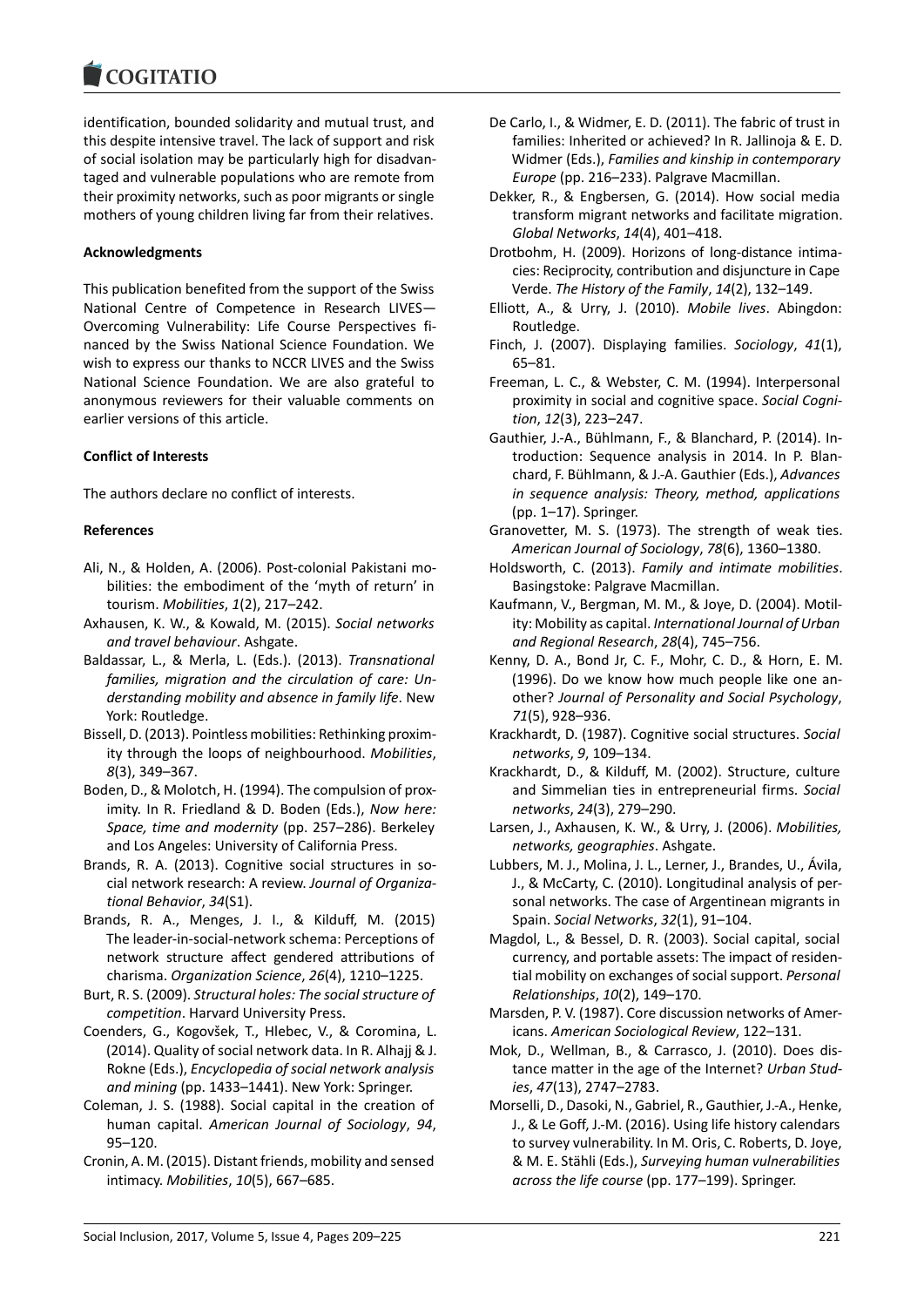identification, bounded solidarity and mutual trust, and this despite intensive travel. The lack of support and risk of social isolation may be particularly high for disadvantaged and vulnerable populations who are remote from their proximity networks, such as poor migrants or single mothers of young children living far from their relatives.

**Acknowledgments**

This publication benefited from the support of the Swiss National Centre of Competence in Research LIVES—Overcoming Vulnerability: Life Course Perspectives financed by the Swiss National Science Foundation. We wish to express our thanks to NCCR LIVES and the Swiss National Science Foundation. We are also grateful to anonymous reviewers for their valuable comments on earlier versions of this article.

**Conflict of Interests**

The authors declare no conflict of interests.

**References**

Ali, N., & Holden, A. (2006). Post-colonial Pakistani mobilities: the embodiment of the 'myth of return' in tourism. *Mobilities*, *1*(2), 217–242.

Axhausen, K. W., & Kowald, M. (2015). *Social networks and travel behaviour*. Ashgate.

Baldassar, L., & Merla, L. (Eds.). (2013). *Transnational families, migration and the circulation of care: Understanding mobility and absence in family life*. New York: Routledge.

Bissell, D. (2013). Pointless mobilities: Rethinking proximity through the loops of neighbourhood. *Mobilities*, *8*(3), 349–367.

Boden, D., & Molotch, H. (1994). The compulsion of proximity. In R. Friedland & D. Boden (Eds.), *Now here: Space, time and modernity* (pp. 257–286). Berkeley and Los Angeles: University of California Press.

Brands, R. A. (2013). Cognitive social structures in social network research: A review. *Journal of Organizational Behavior*, *34*(S1).

Brands, R. A., Menges, J. I., & Kilduff, M. (2015) The leader-in-social-network schema: Perceptions of network structure affect gendered attributions of charisma. *Organization Science*, *26*(4), 1210–1225.

Burt, R. S. (2009). *Structural holes: The social structure of competition*. Harvard University Press.

Coenders, G., Kogovšek, T., Hlebec, V., & Coromina, L. (2014). Quality of social network data. In R. Alhajj & J. Rokne (Eds.), *Encyclopedia of social network analysis and mining* (pp. 1433–1441). New York: Springer.

Coleman, J. S. (1988). Social capital in the creation of human capital. *American Journal of Sociology*, *94*, 95–120.

Cronin, A. M. (2015). Distant friends, mobility and sensed intimacy. *Mobilities*, *10*(5), 667–685.

De Carlo, I., & Widmer, E. D. (2011). The fabric of trust in families: Inherited or achieved? In R. Jallinoja & E. D. Widmer (Eds.), *Families and kinship in contemporary Europe* (pp. 216–233). Palgrave Macmillan.

Dekker, R., & Engbersen, G. (2014). How social media transform migrant networks and facilitate migration. *Global Networks*, *14*(4), 401–418.

Drotbohm, H. (2009). Horizons of long-distance intimacies: Reciprocity, contribution and disjuncture in Cape Verde. *The History of the Family*, *14*(2), 132–149.

Elliott, A., & Urry, J. (2010). *Mobile lives*. Abingdon: Routledge.

Finch, J. (2007). Displaying families. *Sociology*, *41*(1), 65–81.

Freeman, L. C., & Webster, C. M. (1994). Interpersonal proximity in social and cognitive space. *Social Cognition*, *12*(3), 223–247.

Gauthier, J.-A., Bühlmann, F., & Blanchard, P. (2014). Introduction: Sequence analysis in 2014. In P. Blanchard, F. Bühlmann, & J.-A. Gauthier (Eds.), *Advances in sequence analysis: Theory, method, applications* (pp. 1–17). Springer.

Granovetter, M. S. (1973). The strength of weak ties. *American Journal of Sociology*, *78*(6), 1360–1380.

Holdsworth, C. (2013). *Family and intimate mobilities*. Basingstoke: Palgrave Macmillan.

Kaufmann, V., Bergman, M. M., & Joye, D. (2004). Motility: Mobility as capital. *International Journal of Urban and Regional Research*, *28*(4), 745–756.

Kenny, D. A., Bond Jr, C. F., Mohr, C. D., & Horn, E. M. (1996). Do we know how much people like one another? *Journal of Personality and Social Psychology*, *71*(5), 928–936.

Krackhardt, D. (1987). Cognitive social structures. *Social networks*, *9*, 109–134.

Krackhardt, D., & Kilduff, M. (2002). Structure, culture and Simmelian ties in entrepreneurial firms. *Social networks*, *24*(3), 279–290.

Larsen, J., Axhausen, K. W., & Urry, J. (2006). *Mobilities, networks, geographies*. Ashgate.

Lubbers, M. J., Molina, J. L., Lerner, J., Brandes, U., Ávila, J., & McCarty, C. (2010). Longitudinal analysis of personal networks. The case of Argentinean migrants in Spain. *Social Networks*, *32*(1), 91–104.

Magdol, L., & Bessel, D. R. (2003). Social capital, social currency, and portable assets: The impact of residential mobility on exchanges of social support. *Personal Relationships*, *10*(2), 149–170.

Marsden, P. V. (1987). Core discussion networks of Americans. *American Sociological Review*, 122–131.

Mok, D., Wellman, B., & Carrasco, J. (2010). Does distance matter in the age of the Internet? *Urban Studies*, *47*(13), 2747–2783.

Morselli, D., Dasoki, N., Gabriel, R., Gauthier, J.-A., Henke, J., & Le Goff, J.-M. (2016). Using life history calendars to survey vulnerability. In M. Oris, C. Roberts, D. Joye, & M. E. Stähli (Eds.), *Surveying human vulnerabilities across the life course* (pp. 177–199). Springer.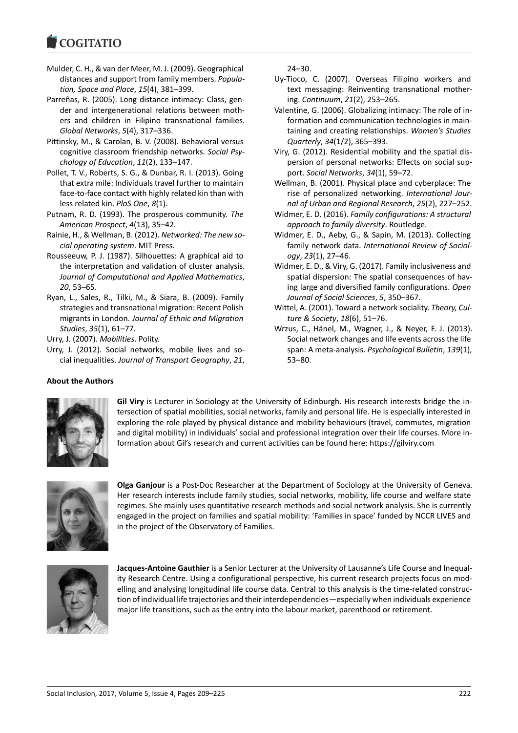Mulder, C. H., & van der Meer, M. J. (2009). Geographical distances and support from family members. *Population, Space and Place*, *15*(4), 381–399.

Parreñas, R. (2005). Long distance intimacy: Class, gender and intergenerational relations between mothers and children in Filipino transnational families. *Global Networks*, *5*(4), 317–336.

Pittinsky, M., & Carolan, B. V. (2008). Behavioral versus cognitive classroom friendship networks. *Social Psychology of Education*, *11*(2), 133–147.

Pollet, T. V., Roberts, S. G., & Dunbar, R. I. (2013). Going that extra mile: Individuals travel further to maintain face-to-face contact with highly related kin than with less related kin. *PloS One*, *8*(1).

Putnam, R. D. (1993). The prosperous community. *The American Prospect*, *4*(13), 35–42.

Rainie, H., & Wellman, B. (2012). *Networked: The new social operating system*. MIT Press.

Rousseeuw, P. J. (1987). Silhouettes: A graphical aid to the interpretation and validation of cluster analysis. *Journal of Computational and Applied Mathematics*, *20*, 53–65.

Ryan, L., Sales, R., Tilki, M., & Siara, B. (2009). Family strategies and transnational migration: Recent Polish migrants in London. *Journal of Ethnic and Migration Studies*, *35*(1), 61–77.

Urry, J. (2007). *Mobilities*. Polity.

Urry, J. (2012). Social networks, mobile lives and social inequalities. *Journal of Transport Geography*, *21*, 24–30.

Uy-Tioco, C. (2007). Overseas Filipino workers and text messaging: Reinventing transnational mothering. *Continuum*, *21*(2), 253–265.

Valentine, G. (2006). Globalizing intimacy: The role of information and communication technologies in maintaining and creating relationships. *Women's Studies Quarterly*, *34*(1/2), 365–393.

Viry, G. (2012). Residential mobility and the spatial dispersion of personal networks: Effects on social support. *Social Networks*, *34*(1), 59–72.

Wellman, B. (2001). Physical place and cyberplace: The rise of personalized networking. *International Journal of Urban and Regional Research*, *25*(2), 227–252.

Widmer, E. D. (2016). *Family configurations: A structural approach to family diversity*. Routledge.

Widmer, E. D., Aeby, G., & Sapin, M. (2013). Collecting family network data. *International Review of Sociology*, *23*(1), 27–46.

Widmer, E. D., & Viry, G. (2017). Family inclusiveness and spatial dispersion: The spatial consequences of having large and diversified family configurations. *Open Journal of Social Sciences*, *5*, 350–367.

Wittel, A. (2001). Toward a network sociality. *Theory, Culture & Society*, *18*(6), 51–76.

Wrzus, C., Hänel, M., Wagner, J., & Neyer, F. J. (2013). Social network changes and life events across the life span: A meta-analysis. *Psychological Bulletin*, *139*(1), 53–80.

**About the Authors**

**Gil Viry** is Lecturer in Sociology at the University of Edinburgh. His research interests bridge the intersection of spatial mobilities, social networks, family and personal life. He is especially interested in exploring the role played by physical distance and mobility behaviours (travel, commutes, migration and digital mobility) in individuals' social and professional integration over their life courses. More information about Gil's research and current activities can be found here: https://gilviry.com

**Olga Ganjour** is a Post-Doc Researcher at the Department of Sociology at the University of Geneva. Her research interests include family studies, social networks, mobility, life course and welfare state regimes. She mainly uses quantitative research methods and social network analysis. She is currently engaged in the project on families and spatial mobility: 'Families in space' funded by NCCR LIVES and in the project of the Observatory of Families.

**Jacques-Antoine Gauthier** is a Senior Lecturer at the University of Lausanne's Life Course and Inequality Research Centre. Using a configurational perspective, his current research projects focus on modelling and analysing longitudinal life course data. Central to this analysis is the time-related construction of individual life trajectories and their interdependencies—especially when individuals experience major life transitions, such as the entry into the labour market, parenthood or retirement.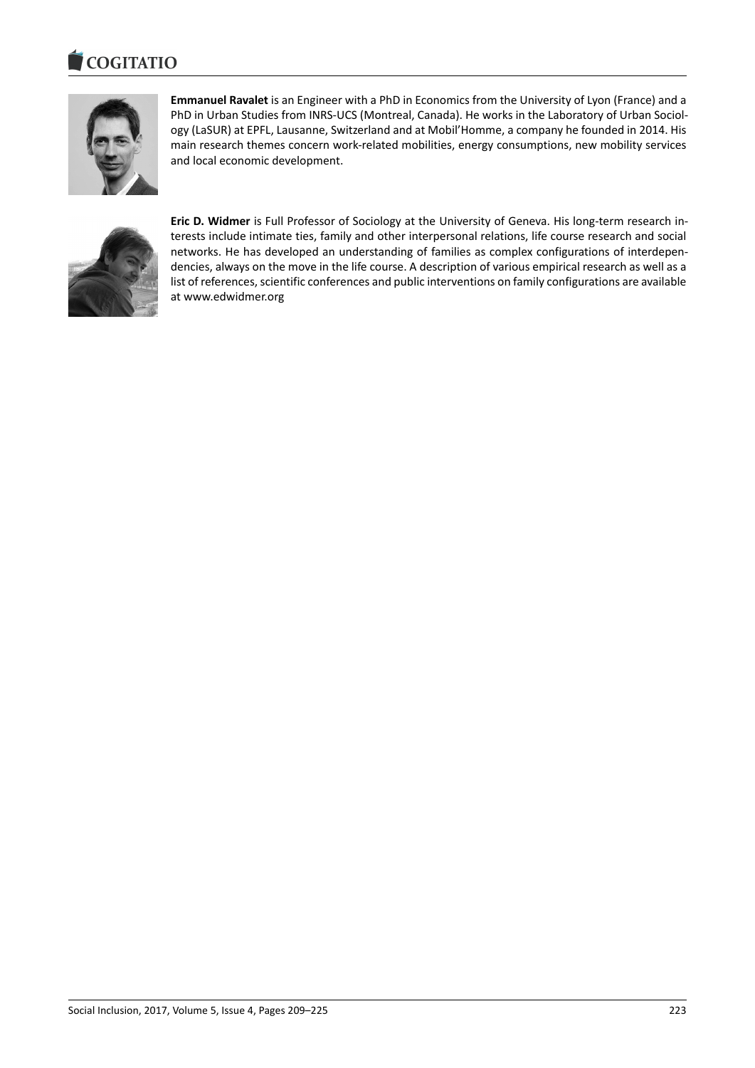**Emmanuel Ravalet** is an Engineer with a PhD in Economics from the University of Lyon (France) and a PhD in Urban Studies from INRS-UCS (Montreal, Canada). He works in the Laboratory of Urban Sociology (LaSUR) at EPFL, Lausanne, Switzerland and at Mobil'Homme, a company he founded in 2014. His main research themes concern work-related mobilities, energy consumptions, new mobility services and local economic development.

**Eric D. Widmer** is Full Professor of Sociology at the University of Geneva. His long-term research interests include intimate ties, family and other interpersonal relations, life course research and social networks. He has developed an understanding of families as complex configurations of interdependencies, always on the move in the life course. A description of various empirical research as well as a list of references, scientific conferences and public interventions on family configurations are available at www.edwidmer.org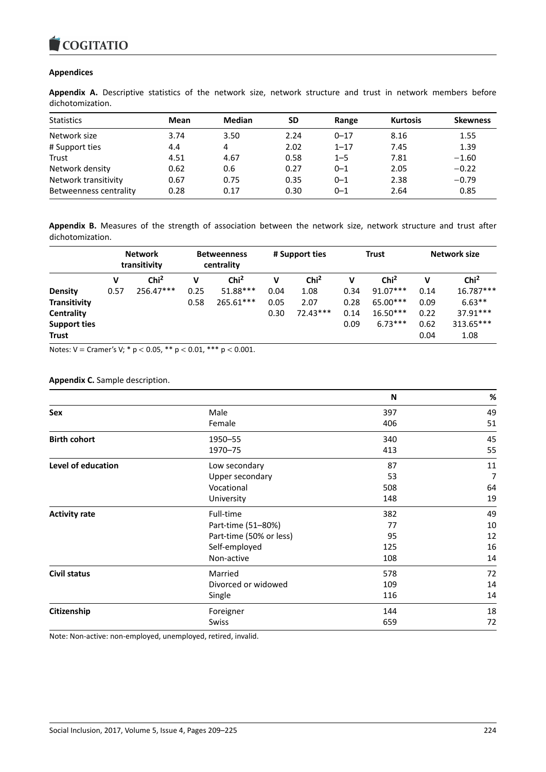## Appendices

**Appendix A.** Descriptive statistics of the network size, network structure and trust in network members before dichotomization.

| Statistics | Mean | Median | SD | Range | Kurtosis | Skewness |
|---|---|---|---|---|---|---|
| Network size | 3.74 | 3.50 | 2.24 | 0–17 | 8.16 | 1.55 |
| # Support ties | 4.4 | 4 | 2.02 | 1–17 | 7.45 | 1.39 |
| Trust | 4.51 | 4.67 | 0.58 | 1–5 | 7.81 | −1.60 |
| Network density | 0.62 | 0.6 | 0.27 | 0–1 | 2.05 | −0.22 |
| Network transitivity | 0.67 | 0.75 | 0.35 | 0–1 | 2.38 | −0.79 |
| Betweenness centrality | 0.28 | 0.17 | 0.30 | 0–1 | 2.64 | 0.85 |

**Appendix B.** Measures of the strength of association between the network size, network structure and trust after dichotomization.

| | Network transitivity | | Betweenness centrality | | # Support ties | | Trust | | Network size | |
|---|---|---|---|---|---|---|---|---|---|---|
| | V | $Chi^2$ | V | $Chi^2$ | V | $Chi^2$ | V | $Chi^2$ | V | $Chi^2$ |
| **Density** | 0.57 | 256.47*** | 0.25 | 51.88*** | 0.04 | 1.08 | 0.34 | 91.07*** | 0.14 | 16.787*** |
| **Transitivity** | | | 0.58 | 265.61*** | 0.05 | 2.07 | 0.28 | 65.00*** | 0.09 | 6.63** |
| **Centrality** | | | | | 0.30 | 72.43*** | 0.14 | 16.50*** | 0.22 | 37.91*** |
| **Support ties** | | | | | | | 0.09 | 6.73*** | 0.62 | 313.65*** |
| **Trust** | | | | | | | | | 0.04 | 1.08 |

Notes: V = Cramer's V; * $p < 0.05$, ** $p < 0.01$, *** $p < 0.001$.

**Appendix C.** Sample description.

| | | N | % |
|---|---|---|---|
| **Sex** | Male | 397 | 49 |
| | Female | 406 | 51 |
| **Birth cohort** | 1950–55 | 340 | 45 |
| | 1970–75 | 413 | 55 |
| **Level of education** | Low secondary | 87 | 11 |
| | Upper secondary | 53 | 7 |
| | Vocational | 508 | 64 |
| | University | 148 | 19 |
| **Activity rate** | Full-time | 382 | 49 |
| | Part-time (51–80%) | 77 | 10 |
| | Part-time (50% or less) | 95 | 12 |
| | Self-employed | 125 | 16 |
| | Non-active | 108 | 14 |
| **Civil status** | Married | 578 | 72 |
| | Divorced or widowed | 109 | 14 |
| | Single | 116 | 14 |
| **Citizenship** | Foreigner | 144 | 18 |
| | Swiss | 659 | 72 |

Note: Non-active: non-employed, unemployed, retired, invalid.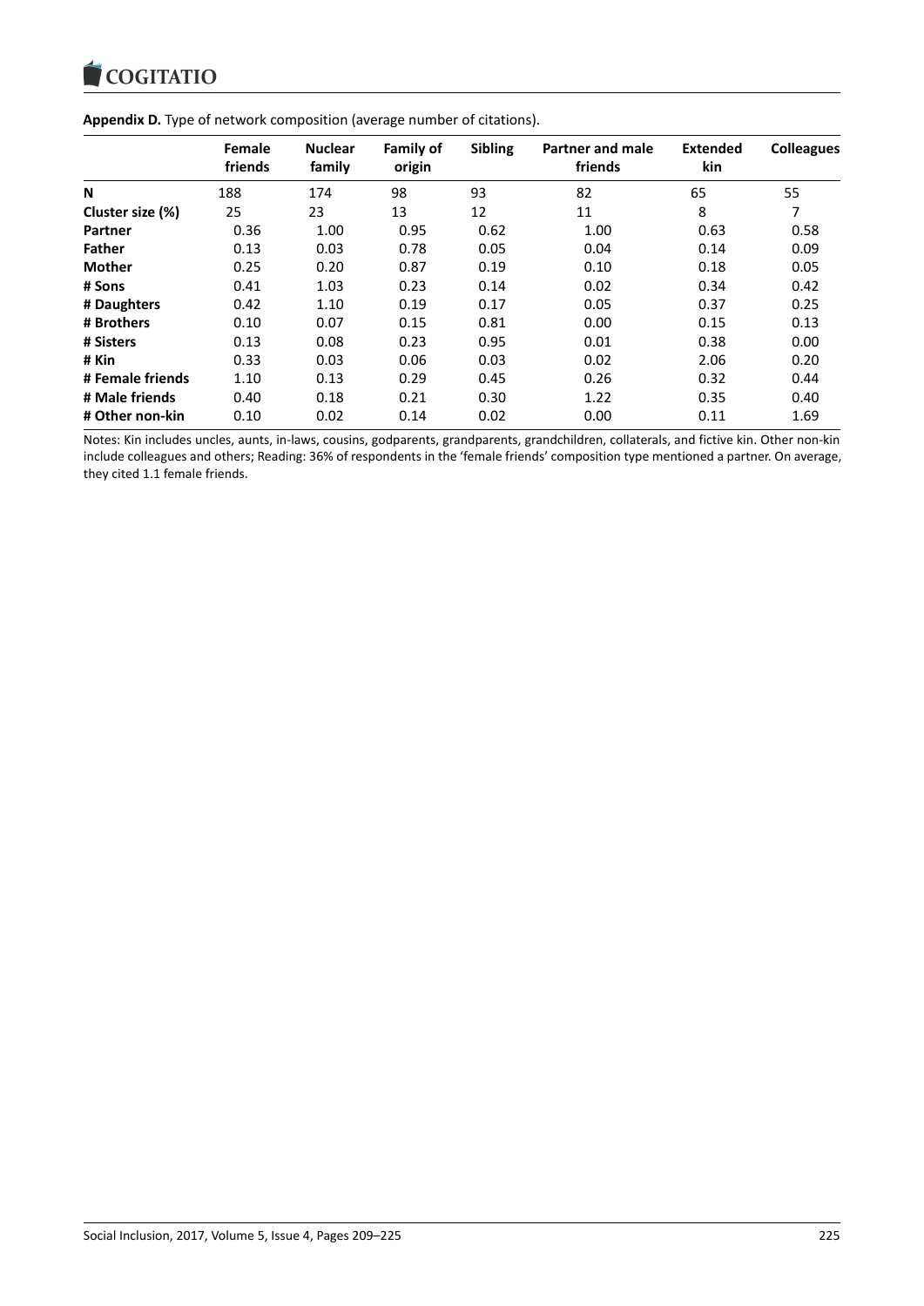**Appendix D.** Type of network composition (average number of citations).

| | Female friends | Nuclear family | Family of origin | Sibling | Partner and male friends | Extended kin | Colleagues |
|---|---|---|---|---|---|---|---|
| **N** | 188 | 174 | 98 | 93 | 82 | 65 | 55 |
| **Cluster size (%)** | 25 | 23 | 13 | 12 | 11 | 8 | 7 |
| **Partner** | 0.36 | 1.00 | 0.95 | 0.62 | 1.00 | 0.63 | 0.58 |
| **Father** | 0.13 | 0.03 | 0.78 | 0.05 | 0.04 | 0.14 | 0.09 |
| **Mother** | 0.25 | 0.20 | 0.87 | 0.19 | 0.10 | 0.18 | 0.05 |
| **# Sons** | 0.41 | 1.03 | 0.23 | 0.14 | 0.02 | 0.34 | 0.42 |
| **# Daughters** | 0.42 | 1.10 | 0.19 | 0.17 | 0.05 | 0.37 | 0.25 |
| **# Brothers** | 0.10 | 0.07 | 0.15 | 0.81 | 0.00 | 0.15 | 0.13 |
| **# Sisters** | 0.13 | 0.08 | 0.23 | 0.95 | 0.01 | 0.38 | 0.00 |
| **# Kin** | 0.33 | 0.03 | 0.06 | 0.03 | 0.02 | 2.06 | 0.20 |
| **# Female friends** | 1.10 | 0.13 | 0.29 | 0.45 | 0.26 | 0.32 | 0.44 |
| **# Male friends** | 0.40 | 0.18 | 0.21 | 0.30 | 1.22 | 0.35 | 0.40 |
| **# Other non-kin** | 0.10 | 0.02 | 0.14 | 0.02 | 0.00 | 0.11 | 1.69 |

Notes: Kin includes uncles, aunts, in-laws, cousins, godparents, grandparents, grandchildren, collaterals, and fictive kin. Other non-kin include colleagues and others; Reading: 36% of respondents in the 'female friends' composition type mentioned a partner. On average, they cited 1.1 female friends.